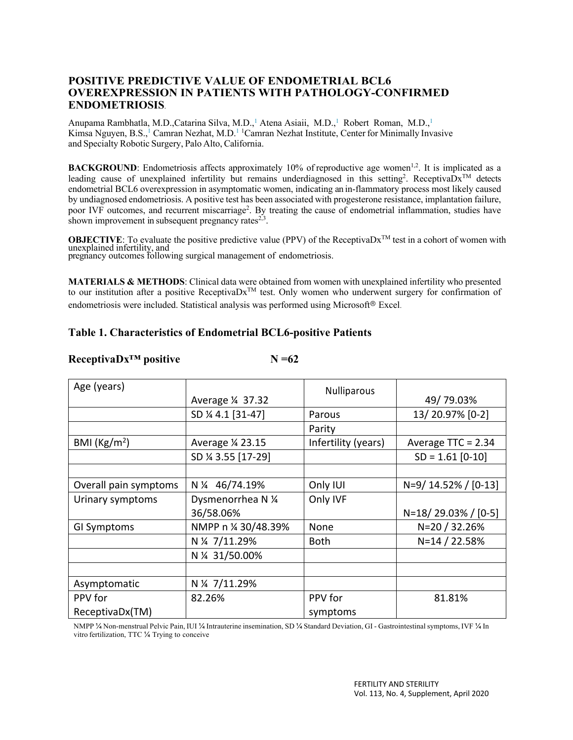## POSITIVE PREDICTIVE VALUE OF ENDOMETRIAL BCL6 OVEREXPRESSION IN PATIENTS WITH PATHOLOGY-CONFIRMED ENDOMETRIOSIS.

Anupama Rambhatla, M.D.,Catarina Silva, M.D.,[1] Atena Asiaii, M.D.,[1] Robert Roman, M.D.,[1] Kimsa Nguyen, B.S.,[1] Camran Nezhat, M.D.[1] [1]Camran Nezhat Institute, Center for Minimally Invasive and Specialty Robotic Surgery, Palo Alto, California.

**BACKGROUND**: Endometriosis affects approximately 10% of reproductive age women[1,2]. It is implicated as a leading cause of unexplained infertility but remains underdiagnosed in this setting[2]. ReceptivaDx[TM] detects endometrial BCL6 overexpression in asymptomatic women, indicating an in-flammatory process most likely caused by undiagnosed endometriosis. A positive test has been associated with progesterone resistance, implantation failure, poor IVF outcomes, and recurrent miscarriage[2]. By treating the cause of endometrial inflammation, studies have shown improvement in subsequent pregnancy rates[2,3].

**OBJECTIVE**: To evaluate the positive predictive value (PPV) of the ReceptivaDx[TM] test in a cohort of women with unexplained infertility, and pregnancy outcomes following surgical management of endometriosis.

**MATERIALS & METHODS**: Clinical data were obtained from women with unexplained infertility who presented to our institution after a positive ReceptivaDx[TM] test. Only women who underwent surgery for confirmation of endometriosis were included. Statistical analysis was performed using Microsoft® Excel.

### Table 1. Characteristics of Endometrial BCL6-positive Patients

**ReceptivaDx™ positive N =62**

| Age (years) | Average ¼ 37.32 | Nulliparous | 49/ 79.03% |
|---|---|---|---|
| | SD ¼ 4.1 [31-47] | Parous | 13/ 20.97% [0-2] |
| | | Parity | |
| BMI (Kg/m²) | Average ¼ 23.15 | Infertility (years) | Average TTC = 2.34 |
| | SD ¼ 3.55 [17-29] | | SD = 1.61 [0-10] |
| | | | |
| Overall pain symptoms | N ¼ 46/74.19% | Only IUI | N=9/ 14.52% / [0-13] |
| Urinary symptoms | Dysmenorrhea N ¼ 36/58.06% | Only IVF | N=18/ 29.03% / [0-5] |
| GI Symptoms | NMPP n ¼ 30/48.39% | None | N=20 / 32.26% |
| | N ¼ 7/11.29% | Both | N=14 / 22.58% |
| | N ¼ 31/50.00% | | |
| | | | |
| Asymptomatic | N ¼ 7/11.29% | | |
| PPV for ReceptivaDx(TM) | 82.26% | PPV for symptoms | 81.81% |

NMPP ¼ Non-menstrual Pelvic Pain, IUI ¼ Intrauterine insemination, SD ¼ Standard Deviation, GI - Gastrointestinal symptoms, IVF ¼ In vitro fertilization, TTC ¼ Trying to conceive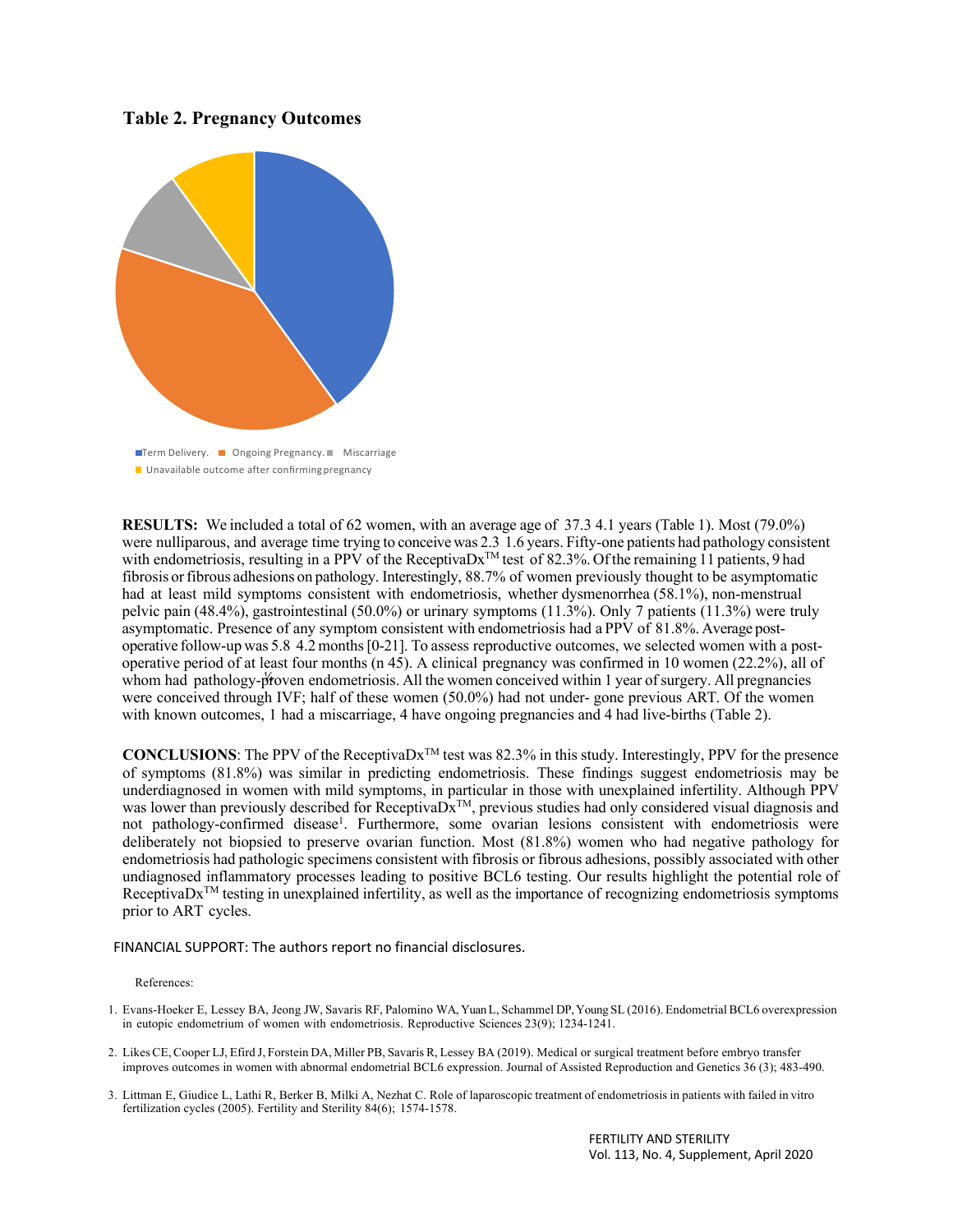**Table 2. Pregnancy Outcomes**

Term Delivery. Ongoing Pregnancy. Miscarriage

Unavailable outcome after confirming pregnancy

**RESULTS:** We included a total of 62 women, with an average age of 37.3 4.1 years (Table 1). Most (79.0%) were nulliparous, and average time trying to conceive was 2.3 1.6 years. Fifty-one patients had pathology consistent with endometriosis, resulting in a PPV of the ReceptivaDx™ test of 82.3%. Of the remaining 11 patients, 9 had fibrosis or fibrous adhesions on pathology. Interestingly, 88.7% of women previously thought to be asymptomatic had at least mild symptoms consistent with endometriosis, whether dysmenorrhea (58.1%), non-menstrual pelvic pain (48.4%), gastrointestinal (50.0%) or urinary symptoms (11.3%). Only 7 patients (11.3%) were truly asymptomatic. Presence of any symptom consistent with endometriosis had a PPV of 81.8%. Average post-operative follow-up was 5.8 4.2 months [0-21]. To assess reproductive outcomes, we selected women with a post-operative period of at least four months (n 45). A clinical pregnancy was confirmed in 10 women (22.2%), all of whom had pathology-proven endometriosis. All the women conceived within 1 year of surgery. All pregnancies were conceived through IVF; half of these women (50.0%) had not under- gone previous ART. Of the women with known outcomes, 1 had a miscarriage, 4 have ongoing pregnancies and 4 had live-births (Table 2).

**CONCLUSIONS**: The PPV of the ReceptivaDx™ test was 82.3% in this study. Interestingly, PPV for the presence of symptoms (81.8%) was similar in predicting endometriosis. These findings suggest endometriosis may be underdiagnosed in women with mild symptoms, in particular in those with unexplained infertility. Although PPV was lower than previously described for ReceptivaDx™, previous studies had only considered visual diagnosis and not pathology-confirmed disease[1]. Furthermore, some ovarian lesions consistent with endometriosis were deliberately not biopsied to preserve ovarian function. Most (81.8%) women who had negative pathology for endometriosis had pathologic specimens consistent with fibrosis or fibrous adhesions, possibly associated with other undiagnosed inflammatory processes leading to positive BCL6 testing. Our results highlight the potential role of ReceptivaDx™ testing in unexplained infertility, as well as the importance of recognizing endometriosis symptoms prior to ART cycles.

FINANCIAL SUPPORT: The authors report no financial disclosures.

References:

1. Evans-Hoeker E, Lessey BA, Jeong JW, Savaris RF, Palomino WA, Yuan L, Schammel DP, Young SL (2016). Endometrial BCL6 overexpression in eutopic endometrium of women with endometriosis. Reproductive Sciences 23(9); 1234-1241.
2. Likes CE, Cooper LJ, Efird J, Forstein DA, Miller PB, Savaris R, Lessey BA (2019). Medical or surgical treatment before embryo transfer improves outcomes in women with abnormal endometrial BCL6 expression. Journal of Assisted Reproduction and Genetics 36 (3); 483-490.
3. Littman E, Giudice L, Lathi R, Berker B, Milki A, Nezhat C. Role of laparoscopic treatment of endometriosis in patients with failed in vitro fertilization cycles (2005). Fertility and Sterility 84(6); 1574-1578.